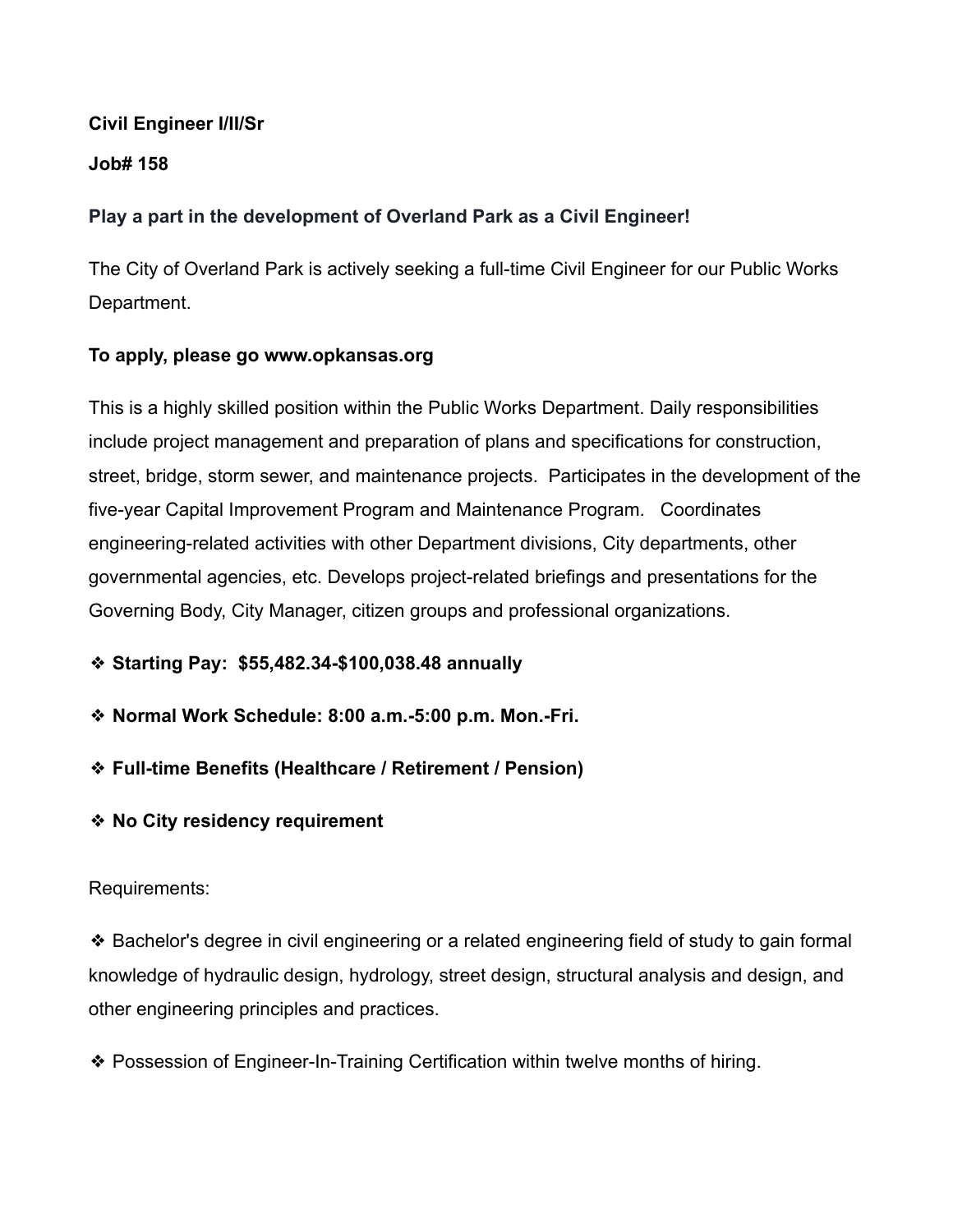**Civil Engineer I/II/Sr**

**Job# 158**

**Play a part in the development of Overland Park as a Civil Engineer!**

The City of Overland Park is actively seeking a full-time Civil Engineer for our Public Works Department.

**To apply, please go www.opkansas.org**

This is a highly skilled position within the Public Works Department. Daily responsibilities include project management and preparation of plans and specifications for construction, street, bridge, storm sewer, and maintenance projects. Participates in the development of the five-year Capital Improvement Program and Maintenance Program. Coordinates engineering-related activities with other Department divisions, City departments, other governmental agencies, etc. Develops project-related briefings and presentations for the Governing Body, City Manager, citizen groups and professional organizations.

- **Starting Pay: $55,482.34-$100,038.48 annually**
- **Normal Work Schedule: 8:00 a.m.-5:00 p.m. Mon.-Fri.**
- **Full-time Benefits (Healthcare / Retirement / Pension)**
- **No City residency requirement**

Requirements:

- Bachelor's degree in civil engineering or a related engineering field of study to gain formal knowledge of hydraulic design, hydrology, street design, structural analysis and design, and other engineering principles and practices.
- Possession of Engineer-In-Training Certification within twelve months of hiring.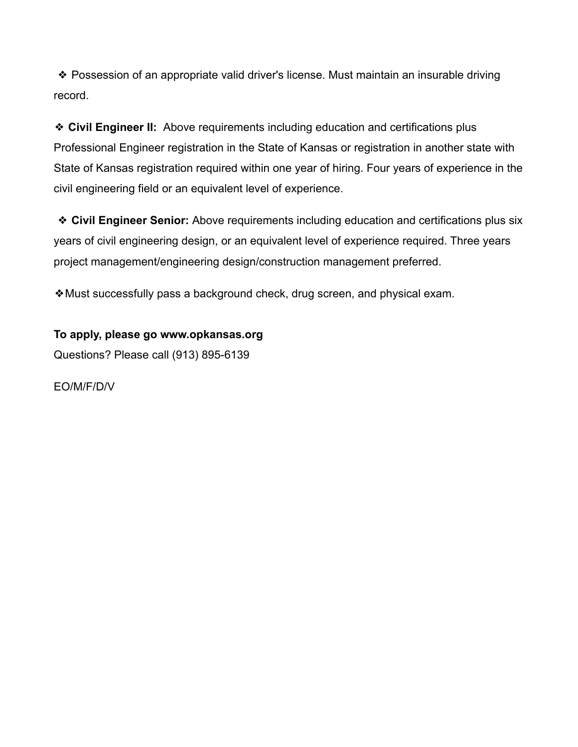❖ Possession of an appropriate valid driver's license. Must maintain an insurable driving record.

❖ **Civil Engineer II:** Above requirements including education and certifications plus Professional Engineer registration in the State of Kansas or registration in another state with State of Kansas registration required within one year of hiring. Four years of experience in the civil engineering field or an equivalent level of experience.

❖ **Civil Engineer Senior:** Above requirements including education and certifications plus six years of civil engineering design, or an equivalent level of experience required. Three years project management/engineering design/construction management preferred.

❖ Must successfully pass a background check, drug screen, and physical exam.

**To apply, please go www.opkansas.org**
Questions? Please call (913) 895-6139

EO/M/F/D/V